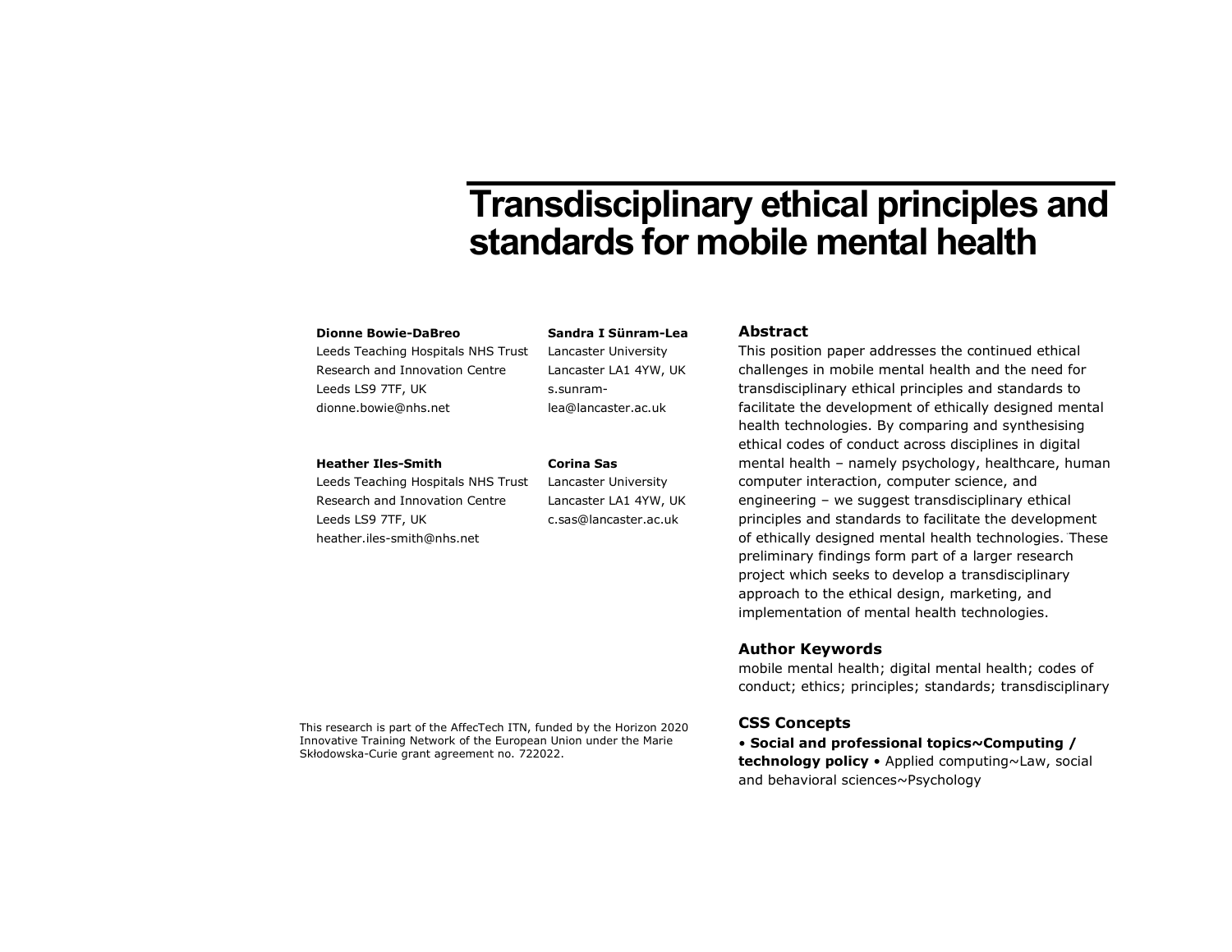# Transdisciplinary ethical principles and standards for mobile mental health

**Dionne Bowie-DaBreo**
Leeds Teaching Hospitals NHS Trust
Research and Innovation Centre
Leeds LS9 7TF, UK
dionne.bowie@nhs.net

**Sandra I Sünram-Lea**
Lancaster University
Lancaster LA1 4YW, UK
s.sunram-lea@lancaster.ac.uk

**Heather Iles-Smith**
Leeds Teaching Hospitals NHS Trust
Research and Innovation Centre
Leeds LS9 7TF, UK
heather.iles-smith@nhs.net

**Corina Sas**
Lancaster University
Lancaster LA1 4YW, UK
c.sas@lancaster.ac.uk

This research is part of the AffecTech ITN, funded by the Horizon 2020 Innovative Training Network of the European Union under the Marie Skłodowska-Curie grant agreement no. 722022.

## Abstract

This position paper addresses the continued ethical challenges in mobile mental health and the need for transdisciplinary ethical principles and standards to facilitate the development of ethically designed mental health technologies. By comparing and synthesising ethical codes of conduct across disciplines in digital mental health – namely psychology, healthcare, human computer interaction, computer science, and engineering – we suggest transdisciplinary ethical principles and standards to facilitate the development of ethically designed mental health technologies. These preliminary findings form part of a larger research project which seeks to develop a transdisciplinary approach to the ethical design, marketing, and implementation of mental health technologies.

## Author Keywords

mobile mental health; digital mental health; codes of conduct; ethics; principles; standards; transdisciplinary

## CSS Concepts

• **Social and professional topics~Computing / technology policy** • Applied computing~Law, social and behavioral sciences~Psychology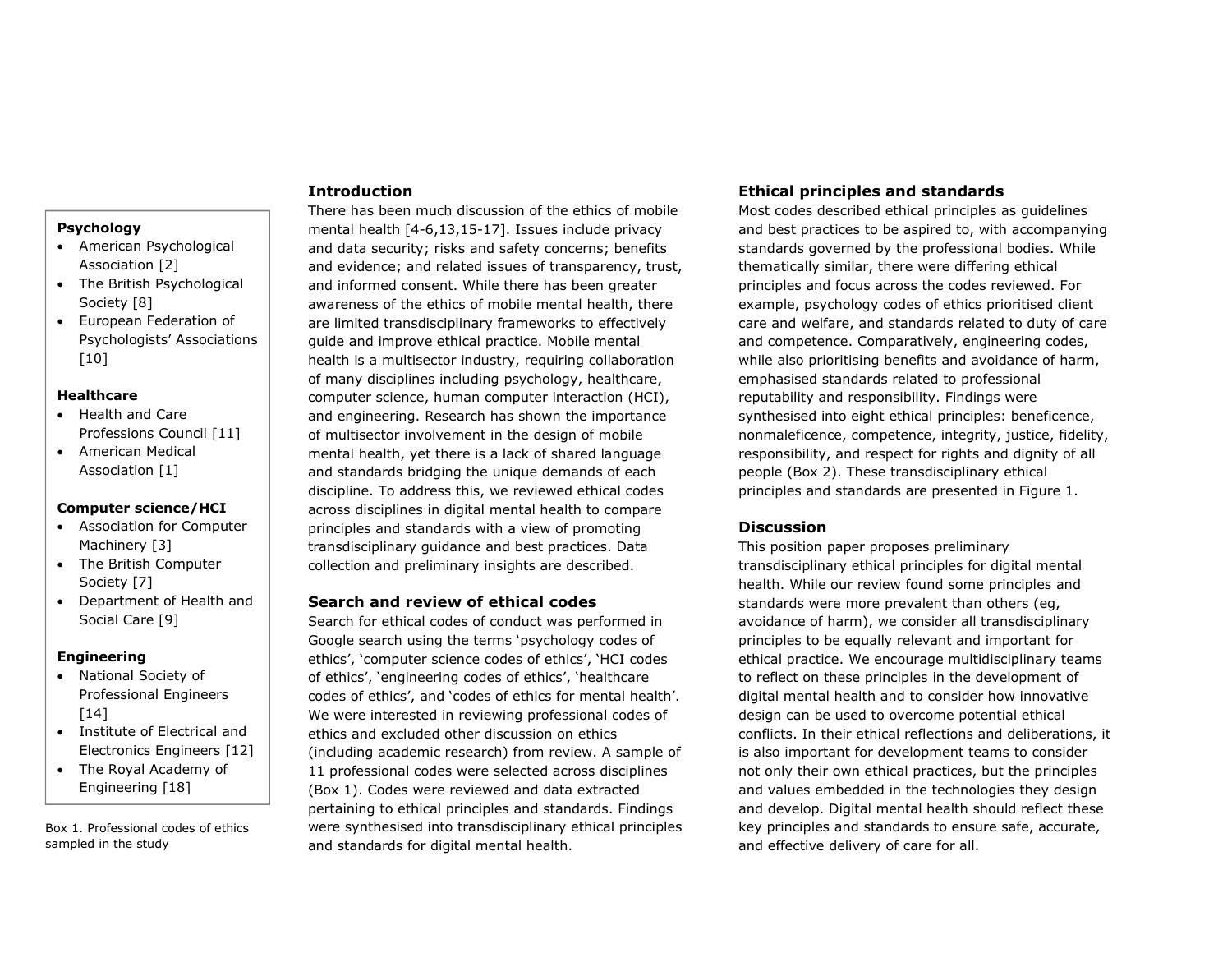**Psychology**

- American Psychological Association [2]
- The British Psychological Society [8]
- European Federation of Psychologists' Associations [10]

**Healthcare**

- Health and Care Professions Council [11]
- American Medical Association [1]

**Computer science/HCI**

- Association for Computer Machinery [3]
- The British Computer Society [7]
- Department of Health and Social Care [9]

**Engineering**

- National Society of Professional Engineers [14]
- Institute of Electrical and Electronics Engineers [12]
- The Royal Academy of Engineering [18]

Box 1. Professional codes of ethics sampled in the study

## Introduction

There has been much discussion of the ethics of mobile mental health [4-6,13,15-17]. Issues include privacy and data security; risks and safety concerns; benefits and evidence; and related issues of transparency, trust, and informed consent. While there has been greater awareness of the ethics of mobile mental health, there are limited transdisciplinary frameworks to effectively guide and improve ethical practice. Mobile mental health is a multisector industry, requiring collaboration of many disciplines including psychology, healthcare, computer science, human computer interaction (HCI), and engineering. Research has shown the importance of multisector involvement in the design of mobile mental health, yet there is a lack of shared language and standards bridging the unique demands of each discipline. To address this, we reviewed ethical codes across disciplines in digital mental health to compare principles and standards with a view of promoting transdisciplinary guidance and best practices. Data collection and preliminary insights are described.

## Search and review of ethical codes

Search for ethical codes of conduct was performed in Google search using the terms 'psychology codes of ethics', 'computer science codes of ethics', 'HCI codes of ethics', 'engineering codes of ethics', 'healthcare codes of ethics', and 'codes of ethics for mental health'. We were interested in reviewing professional codes of ethics and excluded other discussion on ethics (including academic research) from review. A sample of 11 professional codes were selected across disciplines (Box 1). Codes were reviewed and data extracted pertaining to ethical principles and standards. Findings were synthesised into transdisciplinary ethical principles and standards for digital mental health.

## Ethical principles and standards

Most codes described ethical principles as guidelines and best practices to be aspired to, with accompanying standards governed by the professional bodies. While thematically similar, there were differing ethical principles and focus across the codes reviewed. For example, psychology codes of ethics prioritised client care and welfare, and standards related to duty of care and competence. Comparatively, engineering codes, while also prioritising benefits and avoidance of harm, emphasised standards related to professional reputability and responsibility. Findings were synthesised into eight ethical principles: beneficence, nonmaleficence, competence, integrity, justice, fidelity, responsibility, and respect for rights and dignity of all people (Box 2). These transdisciplinary ethical principles and standards are presented in Figure 1.

## Discussion

This position paper proposes preliminary transdisciplinary ethical principles for digital mental health. While our review found some principles and standards were more prevalent than others (eg, avoidance of harm), we consider all transdisciplinary principles to be equally relevant and important for ethical practice. We encourage multidisciplinary teams to reflect on these principles in the development of digital mental health and to consider how innovative design can be used to overcome potential ethical conflicts. In their ethical reflections and deliberations, it is also important for development teams to consider not only their own ethical practices, but the principles and values embedded in the technologies they design and develop. Digital mental health should reflect these key principles and standards to ensure safe, accurate, and effective delivery of care for all.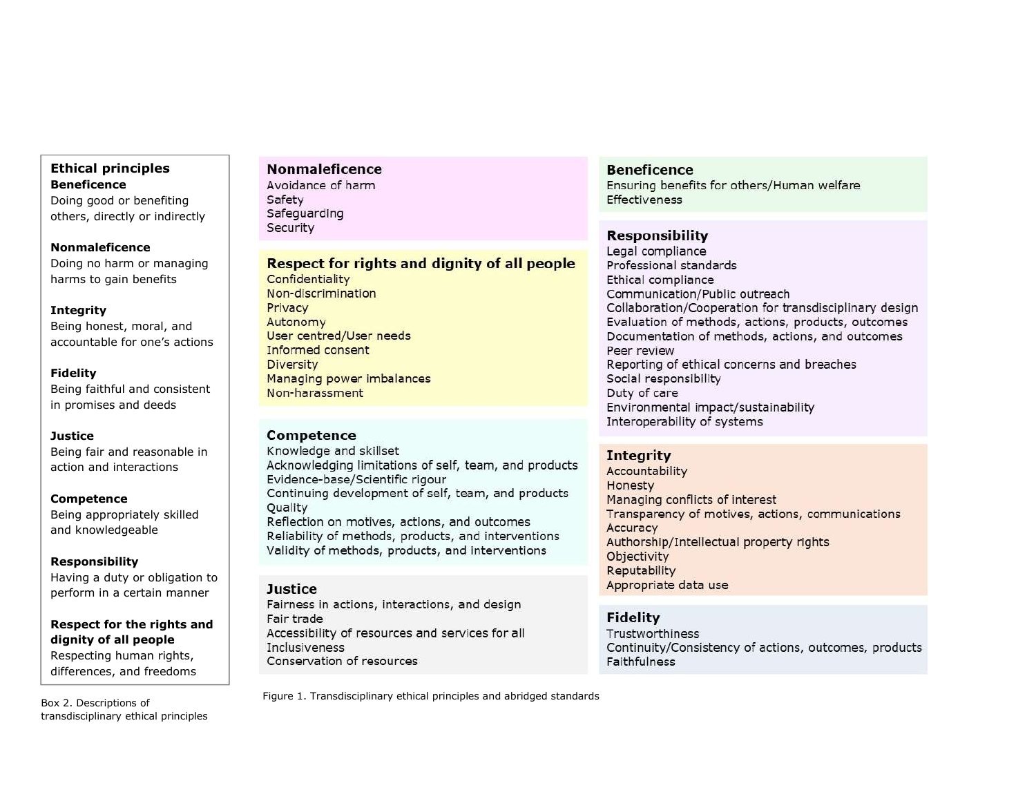**Ethical principles**

**Beneficence**
Doing good or benefiting others, directly or indirectly

**Nonmaleficence**
Doing no harm or managing harms to gain benefits

**Integrity**
Being honest, moral, and accountable for one's actions

**Fidelity**
Being faithful and consistent in promises and deeds

**Justice**
Being fair and reasonable in action and interactions

**Competence**
Being appropriately skilled and knowledgeable

**Responsibility**
Having a duty or obligation to perform in a certain manner

**Respect for the rights and dignity of all people**
Respecting human rights, differences, and freedoms

Box 2. Descriptions of transdisciplinary ethical principles

**Nonmaleficence**
- Avoidance of harm
- Safety
- Safeguarding
- Security

**Respect for rights and dignity of all people**
- Confidentiality
- Non-discrimination
- Privacy
- Autonomy
- User centred/User needs
- Informed consent
- Diversity
- Managing power imbalances
- Non-harassment

**Competence**
- Knowledge and skillset
- Acknowledging limitations of self, team, and products
- Evidence-base/Scientific rigour
- Continuing development of self, team, and products
- Quality
- Reflection on motives, actions, and outcomes
- Reliability of methods, products, and interventions
- Validity of methods, products, and interventions

**Justice**
- Fairness in actions, interactions, and design
- Fair trade
- Accessibility of resources and services for all
- Inclusiveness
- Conservation of resources

**Beneficence**
- Ensuring benefits for others/Human welfare
- Effectiveness

**Responsibility**
- Legal compliance
- Professional standards
- Ethical compliance
- Communication/Public outreach
- Collaboration/Cooperation for transdisciplinary design
- Evaluation of methods, actions, products, outcomes
- Documentation of methods, actions, and outcomes
- Peer review
- Reporting of ethical concerns and breaches
- Social responsibility
- Duty of care
- Environmental impact/sustainability
- Interoperability of systems

**Integrity**
- Accountability
- Honesty
- Managing conflicts of interest
- Transparency of motives, actions, communications
- Accuracy
- Authorship/Intellectual property rights
- Objectivity
- Reputability
- Appropriate data use

**Fidelity**
- Trustworthiness
- Continuity/Consistency of actions, outcomes, products
- Faithfulness

Figure 1. Transdisciplinary ethical principles and abridged standards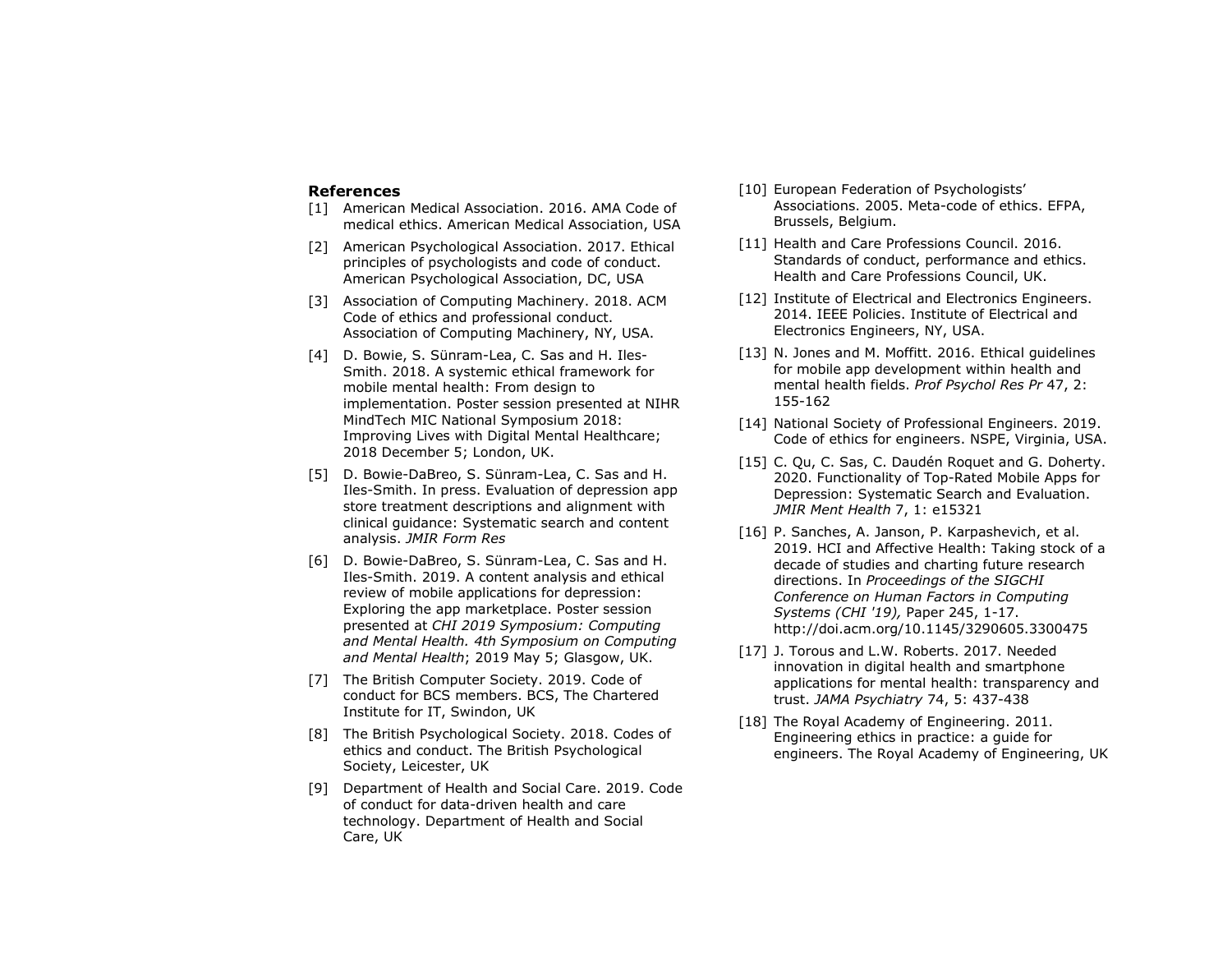## References

[1] American Medical Association. 2016. AMA Code of medical ethics. American Medical Association, USA

[2] American Psychological Association. 2017. Ethical principles of psychologists and code of conduct. American Psychological Association, DC, USA

[3] Association of Computing Machinery. 2018. ACM Code of ethics and professional conduct. Association of Computing Machinery, NY, USA.

[4] D. Bowie, S. Sünram-Lea, C. Sas and H. Iles-Smith. 2018. A systemic ethical framework for mobile mental health: From design to implementation. Poster session presented at NIHR MindTech MIC National Symposium 2018: Improving Lives with Digital Mental Healthcare; 2018 December 5; London, UK.

[5] D. Bowie-DaBreo, S. Sünram-Lea, C. Sas and H. Iles-Smith. In press. Evaluation of depression app store treatment descriptions and alignment with clinical guidance: Systematic search and content analysis. *JMIR Form Res*

[6] D. Bowie-DaBreo, S. Sünram-Lea, C. Sas and H. Iles-Smith. 2019. A content analysis and ethical review of mobile applications for depression: Exploring the app marketplace. Poster session presented at *CHI 2019 Symposium: Computing and Mental Health. 4th Symposium on Computing and Mental Health*; 2019 May 5; Glasgow, UK.

[7] The British Computer Society. 2019. Code of conduct for BCS members. BCS, The Chartered Institute for IT, Swindon, UK

[8] The British Psychological Society. 2018. Codes of ethics and conduct. The British Psychological Society, Leicester, UK

[9] Department of Health and Social Care. 2019. Code of conduct for data-driven health and care technology. Department of Health and Social Care, UK

[10] European Federation of Psychologists' Associations. 2005. Meta-code of ethics. EFPA, Brussels, Belgium.

[11] Health and Care Professions Council. 2016. Standards of conduct, performance and ethics. Health and Care Professions Council, UK.

[12] Institute of Electrical and Electronics Engineers. 2014. IEEE Policies. Institute of Electrical and Electronics Engineers, NY, USA.

[13] N. Jones and M. Moffitt. 2016. Ethical guidelines for mobile app development within health and mental health fields. *Prof Psychol Res Pr* 47, 2: 155-162

[14] National Society of Professional Engineers. 2019. Code of ethics for engineers. NSPE, Virginia, USA.

[15] C. Qu, C. Sas, C. Daudén Roquet and G. Doherty. 2020. Functionality of Top-Rated Mobile Apps for Depression: Systematic Search and Evaluation. *JMIR Ment Health* 7, 1: e15321

[16] P. Sanches, A. Janson, P. Karpashevich, et al. 2019. HCI and Affective Health: Taking stock of a decade of studies and charting future research directions. In *Proceedings of the SIGCHI Conference on Human Factors in Computing Systems (CHI '19),* Paper 245, 1-17. http://doi.acm.org/10.1145/3290605.3300475

[17] J. Torous and L.W. Roberts. 2017. Needed innovation in digital health and smartphone applications for mental health: transparency and trust. *JAMA Psychiatry* 74, 5: 437-438

[18] The Royal Academy of Engineering. 2011. Engineering ethics in practice: a guide for engineers. The Royal Academy of Engineering, UK